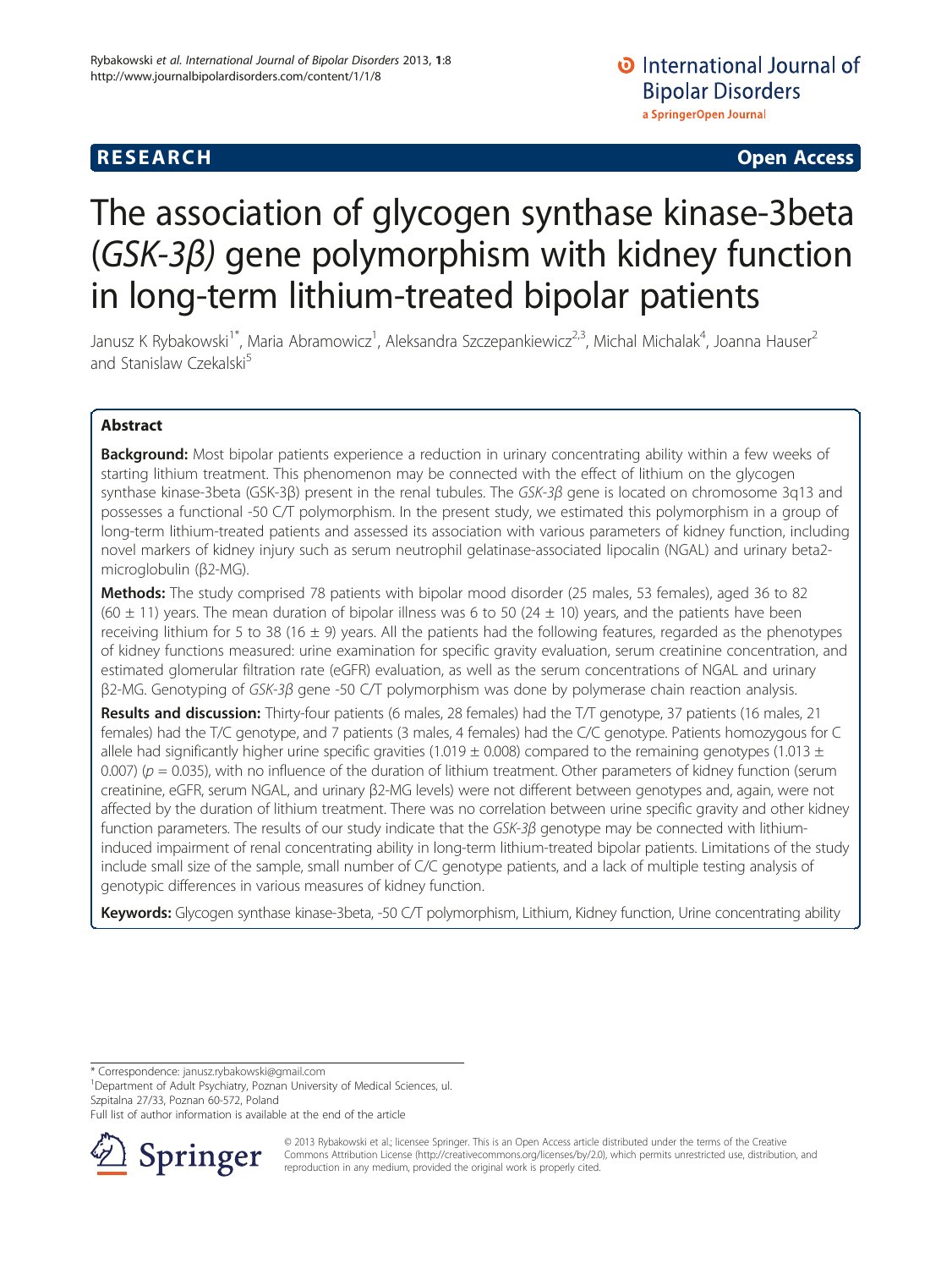**RESEARCH** **Open Access**

# The association of glycogen synthase kinase-3beta (*GSK-3β)* gene polymorphism with kidney function in long-term lithium-treated bipolar patients

Janusz K Rybakowski[1*], Maria Abramowicz[1], Aleksandra Szczepankiewicz[2,3], Michal Michalak[4], Joanna Hauser[2] and Stanislaw Czekalski[5]

## Abstract

**Background:** Most bipolar patients experience a reduction in urinary concentrating ability within a few weeks of starting lithium treatment. This phenomenon may be connected with the effect of lithium on the glycogen synthase kinase-3beta (GSK-3β) present in the renal tubules. The *GSK-3β* gene is located on chromosome 3q13 and possesses a functional -50 C/T polymorphism. In the present study, we estimated this polymorphism in a group of long-term lithium-treated patients and assessed its association with various parameters of kidney function, including novel markers of kidney injury such as serum neutrophil gelatinase-associated lipocalin (NGAL) and urinary beta2-microglobulin (β2-MG).

**Methods:** The study comprised 78 patients with bipolar mood disorder (25 males, 53 females), aged 36 to 82 (60 ± 11) years. The mean duration of bipolar illness was 6 to 50 (24 ± 10) years, and the patients have been receiving lithium for 5 to 38 (16 ± 9) years. All the patients had the following features, regarded as the phenotypes of kidney functions measured: urine examination for specific gravity evaluation, serum creatinine concentration, and estimated glomerular filtration rate (eGFR) evaluation, as well as the serum concentrations of NGAL and urinary β2-MG. Genotyping of *GSK-3β* gene -50 C/T polymorphism was done by polymerase chain reaction analysis.

**Results and discussion:** Thirty-four patients (6 males, 28 females) had the T/T genotype, 37 patients (16 males, 21 females) had the T/C genotype, and 7 patients (3 males, 4 females) had the C/C genotype. Patients homozygous for C allele had significantly higher urine specific gravities (1.019 ± 0.008) compared to the remaining genotypes (1.013 ± 0.007) ($p = 0.035$), with no influence of the duration of lithium treatment. Other parameters of kidney function (serum creatinine, eGFR, serum NGAL, and urinary β2-MG levels) were not different between genotypes and, again, were not affected by the duration of lithium treatment. There was no correlation between urine specific gravity and other kidney function parameters. The results of our study indicate that the *GSK-3β* genotype may be connected with lithium-induced impairment of renal concentrating ability in long-term lithium-treated bipolar patients. Limitations of the study include small size of the sample, small number of C/C genotype patients, and a lack of multiple testing analysis of genotypic differences in various measures of kidney function.

**Keywords:** Glycogen synthase kinase-3beta, -50 C/T polymorphism, Lithium, Kidney function, Urine concentrating ability

---

\* Correspondence: janusz.rybakowski@gmail.com
[1]Department of Adult Psychiatry, Poznan University of Medical Sciences, ul. Szpitalna 27/33, Poznan 60-572, Poland
Full list of author information is available at the end of the article

© 2013 Rybakowski et al.; licensee Springer. This is an Open Access article distributed under the terms of the Creative Commons Attribution License (http://creativecommons.org/licenses/by/2.0), which permits unrestricted use, distribution, and reproduction in any medium, provided the original work is properly cited.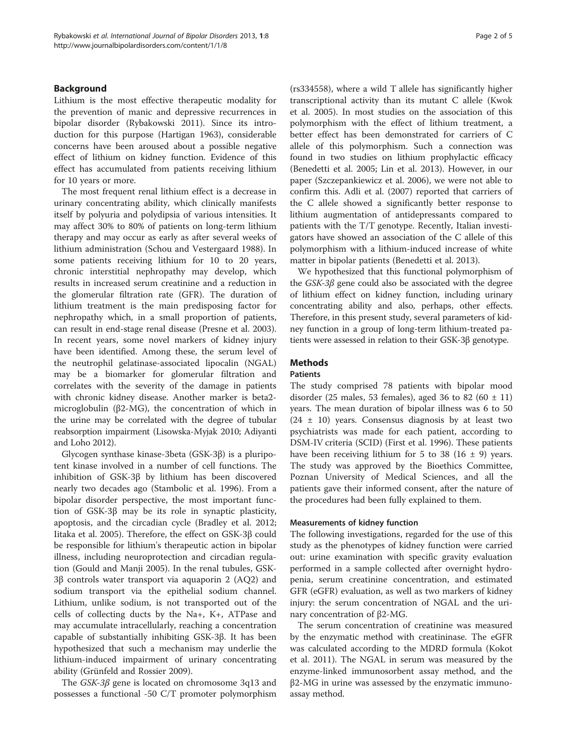## Background

Lithium is the most effective therapeutic modality for the prevention of manic and depressive recurrences in bipolar disorder (Rybakowski 2011). Since its introduction for this purpose (Hartigan 1963), considerable concerns have been aroused about a possible negative effect of lithium on kidney function. Evidence of this effect has accumulated from patients receiving lithium for 10 years or more.

The most frequent renal lithium effect is a decrease in urinary concentrating ability, which clinically manifests itself by polyuria and polydipsia of various intensities. It may affect 30% to 80% of patients on long-term lithium therapy and may occur as early as after several weeks of lithium administration (Schou and Vestergaard 1988). In some patients receiving lithium for 10 to 20 years, chronic interstitial nephropathy may develop, which results in increased serum creatinine and a reduction in the glomerular filtration rate (GFR). The duration of lithium treatment is the main predisposing factor for nephropathy which, in a small proportion of patients, can result in end-stage renal disease (Presne et al. 2003). In recent years, some novel markers of kidney injury have been identified. Among these, the serum level of the neutrophil gelatinase-associated lipocalin (NGAL) may be a biomarker for glomerular filtration and correlates with the severity of the damage in patients with chronic kidney disease. Another marker is beta2-microglobulin (β2-MG), the concentration of which in the urine may be correlated with the degree of tubular reabsorption impairment (Lisowska-Myjak 2010; Adiyanti and Loho 2012).

Glycogen synthase kinase-3beta (GSK-3β) is a pluripotent kinase involved in a number of cell functions. The inhibition of GSK-3β by lithium has been discovered nearly two decades ago (Stambolic et al. 1996). From a bipolar disorder perspective, the most important function of GSK-3β may be its role in synaptic plasticity, apoptosis, and the circadian cycle (Bradley et al. 2012; Iitaka et al. 2005). Therefore, the effect on GSK-3β could be responsible for lithium's therapeutic action in bipolar illness, including neuroprotection and circadian regulation (Gould and Manji 2005). In the renal tubules, GSK-3β controls water transport via aquaporin 2 (AQ2) and sodium transport via the epithelial sodium channel. Lithium, unlike sodium, is not transported out of the cells of collecting ducts by the Na+, K+, ATPase and may accumulate intracellularly, reaching a concentration capable of substantially inhibiting GSK-3β. It has been hypothesized that such a mechanism may underlie the lithium-induced impairment of urinary concentrating ability (Grünfeld and Rossier 2009).

The *GSK-3β* gene is located on chromosome 3q13 and possesses a functional -50 C/T promoter polymorphism (rs334558), where a wild T allele has significantly higher transcriptional activity than its mutant C allele (Kwok et al. 2005). In most studies on the association of this polymorphism with the effect of lithium treatment, a better effect has been demonstrated for carriers of C allele of this polymorphism. Such a connection was found in two studies on lithium prophylactic efficacy (Benedetti et al. 2005; Lin et al. 2013). However, in our paper (Szczepankiewicz et al. 2006), we were not able to confirm this. Adli et al. (2007) reported that carriers of the C allele showed a significantly better response to lithium augmentation of antidepressants compared to patients with the T/T genotype. Recently, Italian investigators have showed an association of the C allele of this polymorphism with a lithium-induced increase of white matter in bipolar patients (Benedetti et al. 2013).

We hypothesized that this functional polymorphism of the *GSK-3β* gene could also be associated with the degree of lithium effect on kidney function, including urinary concentrating ability and also, perhaps, other effects. Therefore, in this present study, several parameters of kidney function in a group of long-term lithium-treated patients were assessed in relation to their GSK-3β genotype.

## Methods

### Patients

The study comprised 78 patients with bipolar mood disorder (25 males, 53 females), aged 36 to 82 (60 ± 11) years. The mean duration of bipolar illness was 6 to 50 (24 ± 10) years. Consensus diagnosis by at least two psychiatrists was made for each patient, according to DSM-IV criteria (SCID) (First et al. 1996). These patients have been receiving lithium for 5 to 38 (16 ± 9) years. The study was approved by the Bioethics Committee, Poznan University of Medical Sciences, and all the patients gave their informed consent, after the nature of the procedures had been fully explained to them.

### Measurements of kidney function

The following investigations, regarded for the use of this study as the phenotypes of kidney function were carried out: urine examination with specific gravity evaluation performed in a sample collected after overnight hydropenia, serum creatinine concentration, and estimated GFR (eGFR) evaluation, as well as two markers of kidney injury: the serum concentration of NGAL and the urinary concentration of β2-MG.

The serum concentration of creatinine was measured by the enzymatic method with creatininase. The eGFR was calculated according to the MDRD formula (Kokot et al. 2011). The NGAL in serum was measured by the enzyme-linked immunosorbent assay method, and the β2-MG in urine was assessed by the enzymatic immunoassay method.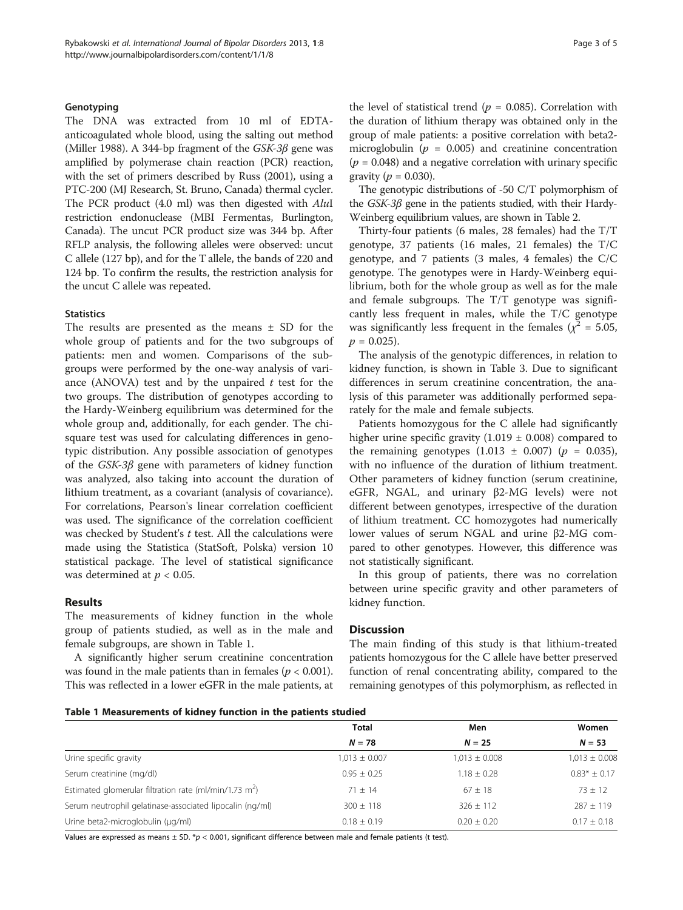### Genotyping

The DNA was extracted from 10 ml of EDTA-anticoagulated whole blood, using the salting out method (Miller 1988). A 344-bp fragment of the *GSK-3β* gene was amplified by polymerase chain reaction (PCR) reaction, with the set of primers described by Russ (2001), using a PTC-200 (MJ Research, St. Bruno, Canada) thermal cycler. The PCR product (4.0 ml) was then digested with *Alu*I restriction endonuclease (MBI Fermentas, Burlington, Canada). The uncut PCR product size was 344 bp. After RFLP analysis, the following alleles were observed: uncut C allele (127 bp), and for the T allele, the bands of 220 and 124 bp. To confirm the results, the restriction analysis for the uncut C allele was repeated.

### Statistics

The results are presented as the means ± SD for the whole group of patients and for the two subgroups of patients: men and women. Comparisons of the subgroups were performed by the one-way analysis of variance (ANOVA) test and by the unpaired $t$ test for the two groups. The distribution of genotypes according to the Hardy-Weinberg equilibrium was determined for the whole group and, additionally, for each gender. The chi-square test was used for calculating differences in genotypic distribution. Any possible association of genotypes of the *GSK-3β* gene with parameters of kidney function was analyzed, also taking into account the duration of lithium treatment, as a covariant (analysis of covariance). For correlations, Pearson's linear correlation coefficient was used. The significance of the correlation coefficient was checked by Student's $t$ test. All the calculations were made using the Statistica (StatSoft, Polska) version 10 statistical package. The level of statistical significance was determined at $p < 0.05$.

## Results

The measurements of kidney function in the whole group of patients studied, as well as in the male and female subgroups, are shown in Table 1.

A significantly higher serum creatinine concentration was found in the male patients than in females ($p < 0.001$). This was reflected in a lower eGFR in the male patients, at the level of statistical trend ($p = 0.085$). Correlation with the duration of lithium therapy was obtained only in the group of male patients: a positive correlation with beta2-microglobulin ($p = 0.005$) and creatinine concentration ($p = 0.048$) and a negative correlation with urinary specific gravity ($p = 0.030$).

The genotypic distributions of -50 C/T polymorphism of the *GSK-3β* gene in the patients studied, with their Hardy-Weinberg equilibrium values, are shown in Table 2.

Thirty-four patients (6 males, 28 females) had the T/T genotype, 37 patients (16 males, 21 females) the T/C genotype, and 7 patients (3 males, 4 females) the C/C genotype. The genotypes were in Hardy-Weinberg equilibrium, both for the whole group as well as for the male and female subgroups. The T/T genotype was significantly less frequent in males, while the T/C genotype was significantly less frequent in the females ($\chi^2 = 5.05$, $p = 0.025$).

The analysis of the genotypic differences, in relation to kidney function, is shown in Table 3. Due to significant differences in serum creatinine concentration, the analysis of this parameter was additionally performed separately for the male and female subjects.

Patients homozygous for the C allele had significantly higher urine specific gravity (1.019 ± 0.008) compared to the remaining genotypes (1.013 ± 0.007) ($p = 0.035$), with no influence of the duration of lithium treatment. Other parameters of kidney function (serum creatinine, eGFR, NGAL, and urinary β2-MG levels) were not different between genotypes, irrespective of the duration of lithium treatment. CC homozygotes had numerically lower values of serum NGAL and urine β2-MG compared to other genotypes. However, this difference was not statistically significant.

In this group of patients, there was no correlation between urine specific gravity and other parameters of kidney function.

## Discussion

The main finding of this study is that lithium-treated patients homozygous for the C allele have better preserved function of renal concentrating ability, compared to the remaining genotypes of this polymorphism, as reflected in

**Table 1 Measurements of kidney function in the patients studied**

| | Total | Men | Women |
|---|---|---|---|
| | $N = 78$ | $N = 25$ | $N = 53$ |
| Urine specific gravity | 1,013 ± 0.007 | 1,013 ± 0.008 | 1,013 ± 0.008 |
| Serum creatinine (mg/dl) | 0.95 ± 0.25 | 1.18 ± 0.28 | 0.83* ± 0.17 |
| Estimated glomerular filtration rate (ml/min/1.73 m$^2$) | 71 ± 14 | 67 ± 18 | 73 ± 12 |
| Serum neutrophil gelatinase-associated lipocalin (ng/ml) | 300 ± 118 | 326 ± 112 | 287 ± 119 |
| Urine beta2-microglobulin (μg/ml) | 0.18 ± 0.19 | 0.20 ± 0.20 | 0.17 ± 0.18 |

Values are expressed as means ± SD. *$p < 0.001$, significant difference between male and female patients (t test).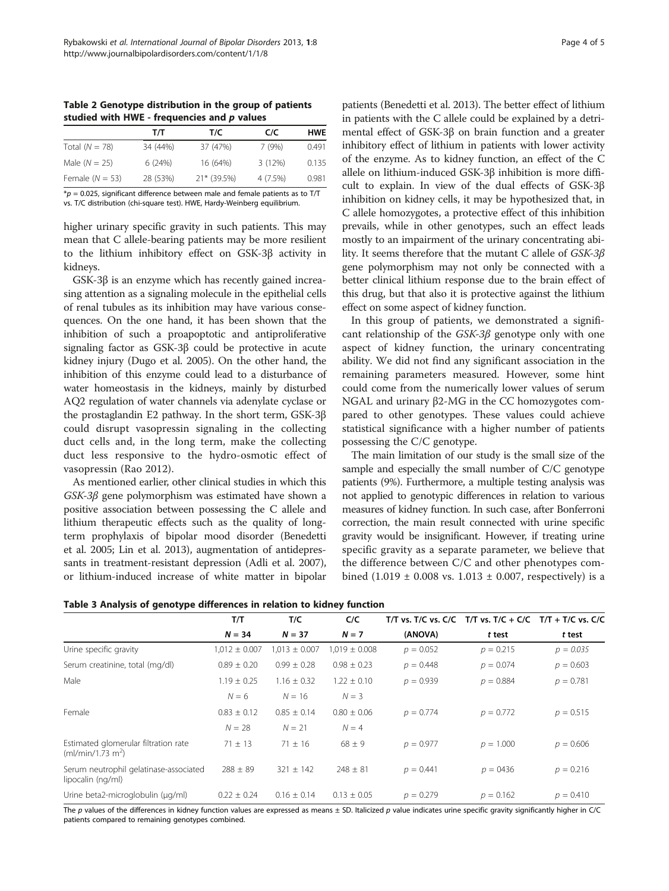**Table 2 Genotype distribution in the group of patients studied with HWE - frequencies and *p* values**

| | T/T | T/C | C/C | HWE |
|---|---|---|---|---|
| Total (*N* = 78) | 34 (44%) | 37 (47%) | 7 (9%) | 0.491 |
| Male (*N* = 25) | 6 (24%) | 16 (64%) | 3 (12%) | 0.135 |
| Female (*N* = 53) | 28 (53%) | 21* (39.5%) | 4 (7.5%) | 0.981 |

*$p = 0.025$, significant difference between male and female patients as to T/T vs. T/C distribution (chi-square test). HWE, Hardy-Weinberg equilibrium.

higher urinary specific gravity in such patients. This may mean that C allele-bearing patients may be more resilient to the lithium inhibitory effect on GSK-3β activity in kidneys.

GSK-3β is an enzyme which has recently gained increasing attention as a signaling molecule in the epithelial cells of renal tubules as its inhibition may have various consequences. On the one hand, it has been shown that the inhibition of such a proapoptotic and antiproliferative signaling factor as GSK-3β could be protective in acute kidney injury (Dugo et al. 2005). On the other hand, the inhibition of this enzyme could lead to a disturbance of water homeostasis in the kidneys, mainly by disturbed AQ2 regulation of water channels via adenylate cyclase or the prostaglandin E2 pathway. In the short term, GSK-3β could disrupt vasopressin signaling in the collecting duct cells and, in the long term, make the collecting duct less responsive to the hydro-osmotic effect of vasopressin (Rao 2012).

As mentioned earlier, other clinical studies in which this *GSK-3β* gene polymorphism was estimated have shown a positive association between possessing the C allele and lithium therapeutic effects such as the quality of long-term prophylaxis of bipolar mood disorder (Benedetti et al. 2005; Lin et al. 2013), augmentation of antidepressants in treatment-resistant depression (Adli et al. 2007), or lithium-induced increase of white matter in bipolar patients (Benedetti et al. 2013). The better effect of lithium in patients with the C allele could be explained by a detrimental effect of GSK-3β on brain function and a greater inhibitory effect of lithium in patients with lower activity of the enzyme. As to kidney function, an effect of the C allele on lithium-induced GSK-3β inhibition is more difficult to explain. In view of the dual effects of GSK-3β inhibition on kidney cells, it may be hypothesized that, in C allele homozygotes, a protective effect of this inhibition prevails, while in other genotypes, such an effect leads mostly to an impairment of the urinary concentrating ability. It seems therefore that the mutant C allele of *GSK-3β* gene polymorphism may not only be connected with a better clinical lithium response due to the brain effect of this drug, but that also it is protective against the lithium effect on some aspect of kidney function.

In this group of patients, we demonstrated a significant relationship of the *GSK-3β* genotype only with one aspect of kidney function, the urinary concentrating ability. We did not find any significant association in the remaining parameters measured. However, some hint could come from the numerically lower values of serum NGAL and urinary β2-MG in the CC homozygotes compared to other genotypes. These values could achieve statistical significance with a higher number of patients possessing the C/C genotype.

The main limitation of our study is the small size of the sample and especially the small number of C/C genotype patients (9%). Furthermore, a multiple testing analysis was not applied to genotypic differences in relation to various measures of kidney function. In such case, after Bonferroni correction, the main result connected with urine specific gravity would be insignificant. However, if treating urine specific gravity as a separate parameter, we believe that the difference between C/C and other phenotypes combined (1.019 ± 0.008 vs. 1.013 ± 0.007, respectively) is a

**Table 3 Analysis of genotype differences in relation to kidney function**

| | T/T | T/C | C/C | T/T vs. T/C vs. C/C | T/T vs. T/C + C/C | T/T + T/C vs. C/C |
|---|---|---|---|---|---|---|
| | *N* = 34 | *N* = 37 | *N* = 7 | (ANOVA) | *t* test | *t* test |
| Urine specific gravity | 1,012 ± 0.007 | 1,013 ± 0.007 | 1,019 ± 0.008 | $p = 0.052$ | $p = 0.215$ | *p = 0.035* |
| Serum creatinine, total (mg/dl) | 0.89 ± 0.20 | 0.99 ± 0.28 | 0.98 ± 0.23 | $p = 0.448$ | $p = 0.074$ | $p = 0.603$ |
| Male | 1.19 ± 0.25 | 1.16 ± 0.32 | 1.22 ± 0.10 | $p = 0.939$ | $p = 0.884$ | $p = 0.781$ |
| | *N* = 6 | *N* = 16 | *N* = 3 | | | |
| Female | 0.83 ± 0.12 | 0.85 ± 0.14 | 0.80 ± 0.06 | $p = 0.774$ | $p = 0.772$ | $p = 0.515$ |
| | *N* = 28 | *N* = 21 | *N* = 4 | | | |
| Estimated glomerular filtration rate (ml/min/1.73 $m^2$) | 71 ± 13 | 71 ± 16 | 68 ± 9 | $p = 0.977$ | $p = 1.000$ | $p = 0.606$ |
| Serum neutrophil gelatinase-associated lipocalin (ng/ml) | 288 ± 89 | 321 ± 142 | 248 ± 81 | $p = 0.441$ | $p = 0436$ | $p = 0.216$ |
| Urine beta2-microglobulin (μg/ml) | 0.22 ± 0.24 | 0.16 ± 0.14 | 0.13 ± 0.05 | $p = 0.279$ | $p = 0.162$ | $p = 0.410$ |

The *p* values of the differences in kidney function values are expressed as means ± SD. Italicized *p* value indicates urine specific gravity significantly higher in C/C patients compared to remaining genotypes combined.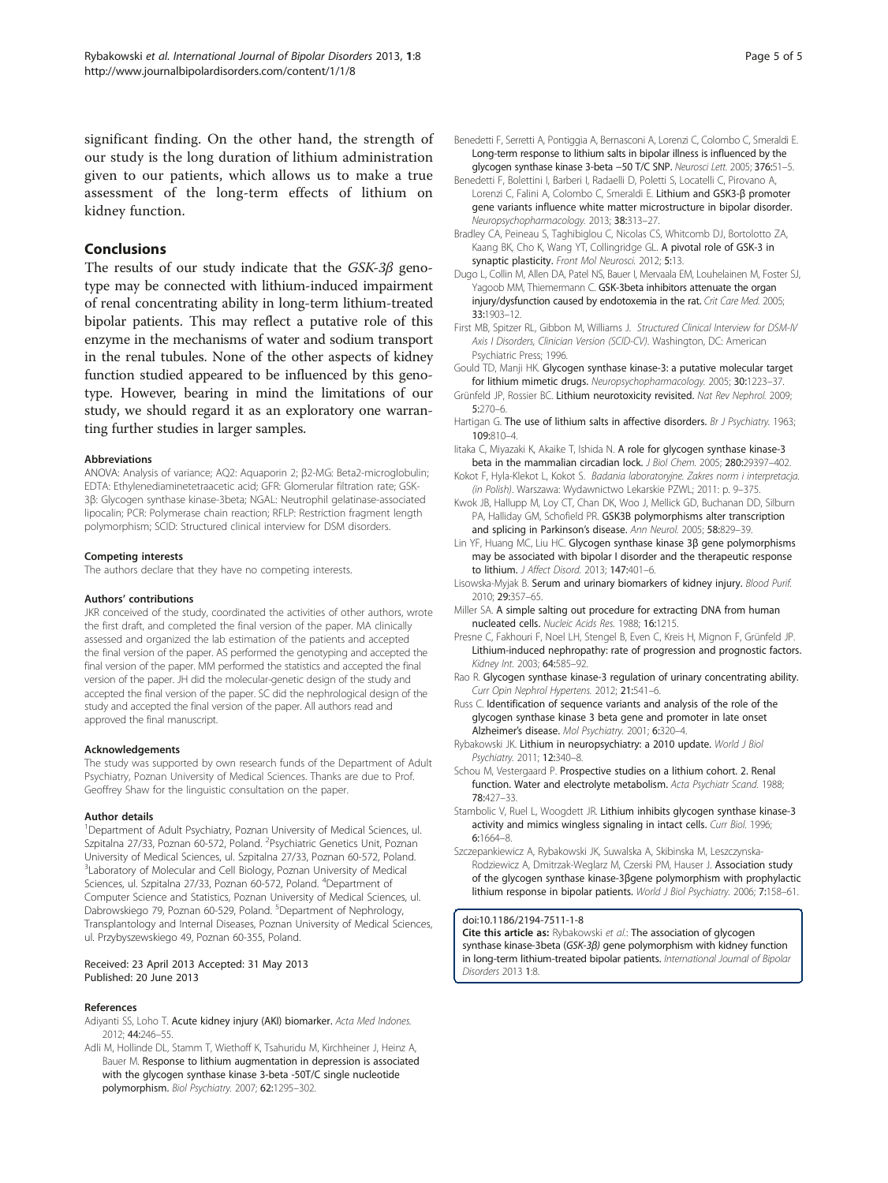significant finding. On the other hand, the strength of our study is the long duration of lithium administration given to our patients, which allows us to make a true assessment of the long-term effects of lithium on kidney function.

## Conclusions

The results of our study indicate that the *GSK-3β* genotype may be connected with lithium-induced impairment of renal concentrating ability in long-term lithium-treated bipolar patients. This may reflect a putative role of this enzyme in the mechanisms of water and sodium transport in the renal tubules. None of the other aspects of kidney function studied appeared to be influenced by this genotype. However, bearing in mind the limitations of our study, we should regard it as an exploratory one warranting further studies in larger samples.

#### Abbreviations

ANOVA: Analysis of variance; AQ2: Aquaporin 2; β2-MG: Beta2-microglobulin; EDTA: Ethylenediaminetetraacetic acid; GFR: Glomerular filtration rate; GSK-3β: Glycogen synthase kinase-3beta; NGAL: Neutrophil gelatinase-associated lipocalin; PCR: Polymerase chain reaction; RFLP: Restriction fragment length polymorphism; SCID: Structured clinical interview for DSM disorders.

#### Competing interests

The authors declare that they have no competing interests.

#### Authors' contributions

JKR conceived of the study, coordinated the activities of other authors, wrote the first draft, and completed the final version of the paper. MA clinically assessed and organized the lab estimation of the patients and accepted the final version of the paper. AS performed the genotyping and accepted the final version of the paper. MM performed the statistics and accepted the final version of the paper. JH did the molecular-genetic design of the study and accepted the final version of the paper. SC did the nephrological design of the study and accepted the final version of the paper. All authors read and approved the final manuscript.

#### Acknowledgements

The study was supported by own research funds of the Department of Adult Psychiatry, Poznan University of Medical Sciences. Thanks are due to Prof. Geoffrey Shaw for the linguistic consultation on the paper.

#### Author details

[1]Department of Adult Psychiatry, Poznan University of Medical Sciences, ul. Szpitalna 27/33, Poznan 60-572, Poland. [2]Psychiatric Genetics Unit, Poznan University of Medical Sciences, ul. Szpitalna 27/33, Poznan 60-572, Poland. [3]Laboratory of Molecular and Cell Biology, Poznan University of Medical Sciences, ul. Szpitalna 27/33, Poznan 60-572, Poland. [4]Department of Computer Science and Statistics, Poznan University of Medical Sciences, ul. Dabrowskiego 79, Poznan 60-529, Poland. [5]Department of Nephrology, Transplantology and Internal Diseases, Poznan University of Medical Sciences, ul. Przybyszewskiego 49, Poznan 60-355, Poland.

Received: 23 April 2013 Accepted: 31 May 2013
Published: 20 June 2013

#### References

Adiyanti SS, Loho T. Acute kidney injury (AKI) biomarker. *Acta Med Indones.* 2012; 44:246–55.

Adli M, Hollinde DL, Stamm T, Wiethoff K, Tsahuridu M, Kirchheiner J, Heinz A, Bauer M. Response to lithium augmentation in depression is associated with the glycogen synthase kinase 3-beta -50T/C single nucleotide polymorphism. *Biol Psychiatry.* 2007; 62:1295–302.

Benedetti F, Serretti A, Pontiggia A, Bernasconi A, Lorenzi C, Colombo C, Smeraldi E. Long-term response to lithium salts in bipolar illness is influenced by the glycogen synthase kinase 3-beta −50 T/C SNP. *Neurosci Lett.* 2005; 376:51–5.

Benedetti F, Bollettini I, Barberi I, Radaelli D, Poletti S, Locatelli C, Pirovano A, Lorenzi C, Falini A, Colombo C, Smeraldi E. Lithium and GSK3-β promoter gene variants influence white matter microstructure in bipolar disorder. *Neuropsychopharmacology.* 2013; 38:313–27.

Bradley CA, Peineau S, Taghibiglou C, Nicolas CS, Whitcomb DJ, Bortolotto ZA, Kaang BK, Cho K, Wang YT, Collingridge GL. A pivotal role of GSK-3 in synaptic plasticity. *Front Mol Neurosci.* 2012; 5:13.

Dugo L, Collin M, Allen DA, Patel NS, Bauer I, Mervaala EM, Louhelainen M, Foster SJ, Yagoob MM, Thiemermann C. GSK-3beta inhibitors attenuate the organ injury/dysfunction caused by endotoxemia in the rat. *Crit Care Med.* 2005; 33:1903–12.

First MB, Spitzer RL, Gibbon M, Williams J. *Structured Clinical Interview for DSM-IV Axis I Disorders, Clinician Version (SCID-CV).* Washington, DC: American Psychiatric Press; 1996.

Gould TD, Manji HK. Glycogen synthase kinase-3: a putative molecular target for lithium mimetic drugs. *Neuropsychopharmacology.* 2005; 30:1223–37.

Grünfeld JP, Rossier BC. Lithium neurotoxicity revisited. *Nat Rev Nephrol.* 2009; 5:270–6.

Hartigan G. The use of lithium salts in affective disorders. *Br J Psychiatry.* 1963; 109:810–4.

Iitaka C, Miyazaki K, Akaike T, Ishida N. A role for glycogen synthase kinase-3 beta in the mammalian circadian lock. *J Biol Chem.* 2005; 280:29397–402.

Kokot F, Hyla-Klekot L, Kokot S. *Badania laboratoryjne. Zakres norm i interpretacja. (in Polish).* Warszawa: Wydawnictwo Lekarskie PZWL; 2011: p. 9–375.

Kwok JB, Hallupp M, Loy CT, Chan DK, Woo J, Mellick GD, Buchanan DD, Silburn PA, Halliday GM, Schofield PR. GSK3B polymorphisms alter transcription and splicing in Parkinson's disease. *Ann Neurol.* 2005; 58:829–39.

Lin YF, Huang MC, Liu HC. Glycogen synthase kinase 3β gene polymorphisms may be associated with bipolar I disorder and the therapeutic response to lithium. *J Affect Disord.* 2013; 147:401–6.

Lisowska-Myjak B. Serum and urinary biomarkers of kidney injury. *Blood Purif.* 2010; 29:357–65.

Miller SA. A simple salting out procedure for extracting DNA from human nucleated cells. *Nucleic Acids Res.* 1988; 16:1215.

Presne C, Fakhouri F, Noel LH, Stengel B, Even C, Kreis H, Mignon F, Grünfeld JP. Lithium-induced nephropathy: rate of progression and prognostic factors. *Kidney Int.* 2003; 64:585–92.

Rao R. Glycogen synthase kinase-3 regulation of urinary concentrating ability. *Curr Opin Nephrol Hypertens.* 2012; 21:541–6.

Russ C. Identification of sequence variants and analysis of the role of the glycogen synthase kinase 3 beta gene and promoter in late onset Alzheimer's disease. *Mol Psychiatry.* 2001; 6:320–4.

Rybakowski JK. Lithium in neuropsychiatry: a 2010 update. *World J Biol Psychiatry.* 2011; 12:340–8.

Schou M, Vestergaard P. Prospective studies on a lithium cohort. 2. Renal function. Water and electrolyte metabolism. *Acta Psychiatr Scand.* 1988; 78:427–33.

Stambolic V, Ruel L, Woogdett JR. Lithium inhibits glycogen synthase kinase-3 activity and mimics wingless signaling in intact cells. *Curr Biol.* 1996; 6:1664–8.

Szczepankiewicz A, Rybakowski JK, Suwalska A, Skibinska M, Leszczynska-Rodziewicz A, Dmitrzak-Weglarz M, Czerski PM, Hauser J. Association study of the glycogen synthase kinase-3βgene polymorphism with prophylactic lithium response in bipolar patients. *World J Biol Psychiatry.* 2006; 7:158–61.

doi:10.1186/2194-7511-1-8

**Cite this article as:** Rybakowski *et al.*: The association of glycogen synthase kinase-3beta (*GSK-3β*) gene polymorphism with kidney function in long-term lithium-treated bipolar patients. *International Journal of Bipolar Disorders* 2013 1:8.